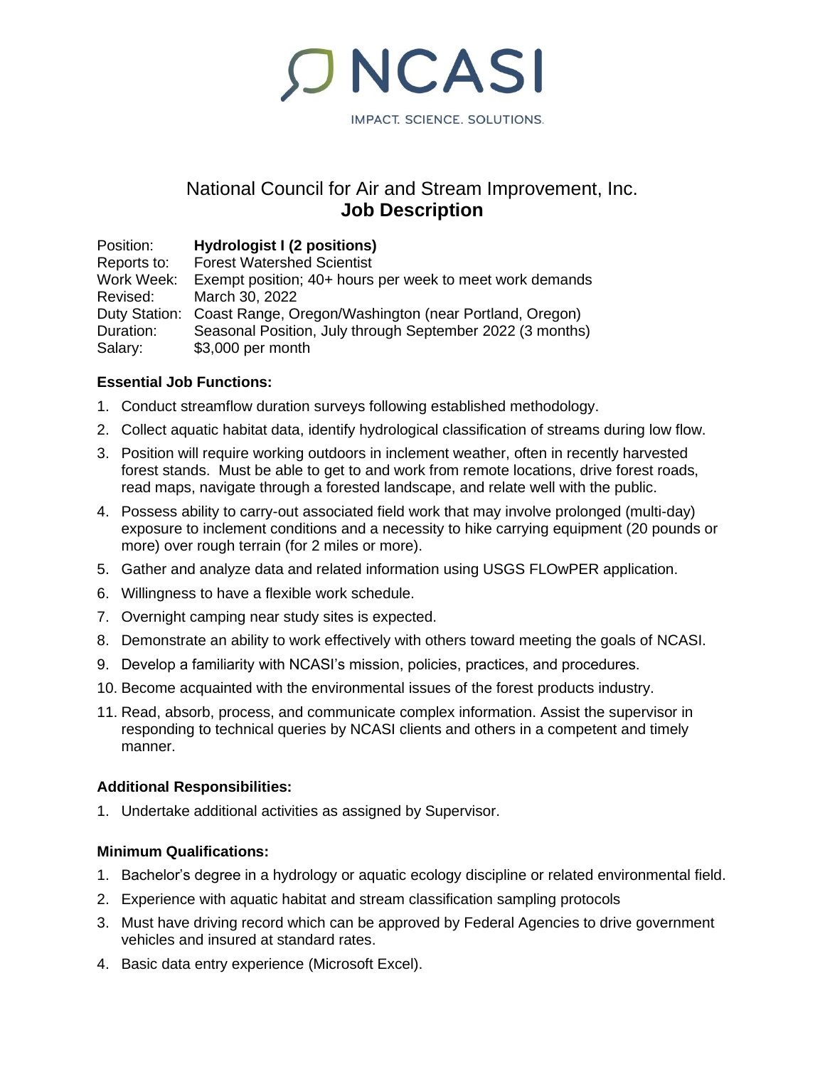NCASI

IMPACT. SCIENCE. SOLUTIONS.

# National Council for Air and Stream Improvement, Inc.
## Job Description

| | |
|---|---|
| Position: | **Hydrologist I (2 positions)** |
| Reports to: | Forest Watershed Scientist |
| Work Week: | Exempt position; 40+ hours per week to meet work demands |
| Revised: | March 30, 2022 |
| Duty Station: | Coast Range, Oregon/Washington (near Portland, Oregon) |
| Duration: | Seasonal Position, July through September 2022 (3 months) |
| Salary: | $3,000 per month |

### Essential Job Functions:

1. Conduct streamflow duration surveys following established methodology.
2. Collect aquatic habitat data, identify hydrological classification of streams during low flow.
3. Position will require working outdoors in inclement weather, often in recently harvested forest stands. Must be able to get to and work from remote locations, drive forest roads, read maps, navigate through a forested landscape, and relate well with the public.
4. Possess ability to carry-out associated field work that may involve prolonged (multi-day) exposure to inclement conditions and a necessity to hike carrying equipment (20 pounds or more) over rough terrain (for 2 miles or more).
5. Gather and analyze data and related information using USGS FLOwPER application.
6. Willingness to have a flexible work schedule.
7. Overnight camping near study sites is expected.
8. Demonstrate an ability to work effectively with others toward meeting the goals of NCASI.
9. Develop a familiarity with NCASI's mission, policies, practices, and procedures.
10. Become acquainted with the environmental issues of the forest products industry.
11. Read, absorb, process, and communicate complex information. Assist the supervisor in responding to technical queries by NCASI clients and others in a competent and timely manner.

### Additional Responsibilities:

1. Undertake additional activities as assigned by Supervisor.

### Minimum Qualifications:

1. Bachelor's degree in a hydrology or aquatic ecology discipline or related environmental field.
2. Experience with aquatic habitat and stream classification sampling protocols
3. Must have driving record which can be approved by Federal Agencies to drive government vehicles and insured at standard rates.
4. Basic data entry experience (Microsoft Excel).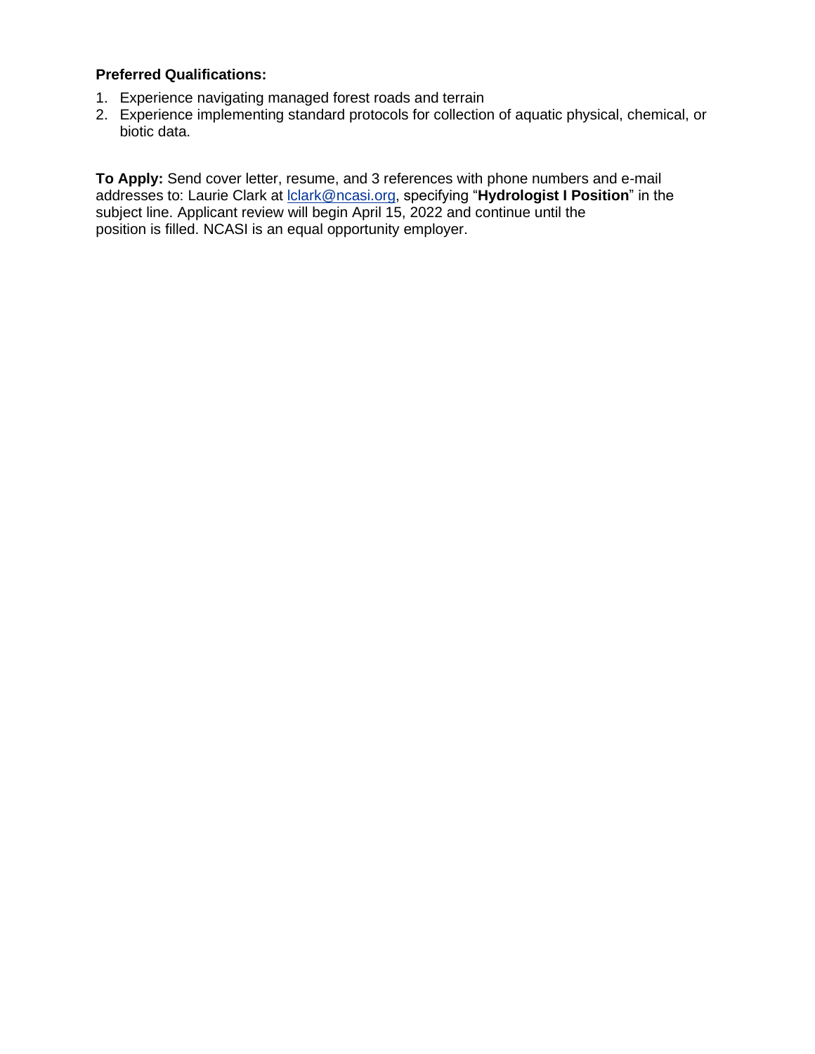**Preferred Qualifications:**

1. Experience navigating managed forest roads and terrain
2. Experience implementing standard protocols for collection of aquatic physical, chemical, or biotic data.

**To Apply:** Send cover letter, resume, and 3 references with phone numbers and e-mail addresses to: Laurie Clark at [lclark@ncasi.org](mailto:lclark@ncasi.org), specifying "**Hydrologist I Position**" in the subject line. Applicant review will begin April 15, 2022 and continue until the position is filled. NCASI is an equal opportunity employer.